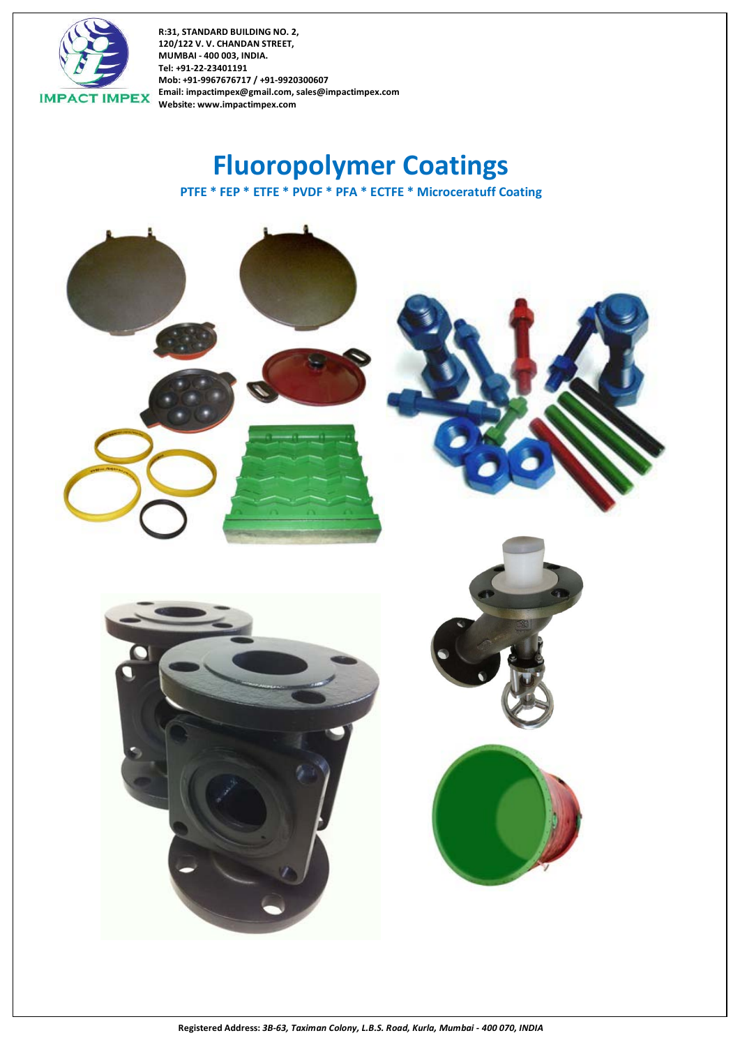IMPACT IMPEX

**R:31, STANDARD BUILDING NO. 2,**
**120/122 V. V. CHANDAN STREET,**
**MUMBAI - 400 003, INDIA.**
**Tel: +91-22-23401191**
**Mob: +91-9967676717 / +91-9920300607**
**Email: impactimpex@gmail.com, sales@impactimpex.com**
**Website: www.impactimpex.com**

# Fluoropolymer Coatings

**PTFE * FEP * ETFE * PVDF * PFA * ECTFE * Microceratuff Coating**

**Registered Address:** ***3B-63, Taximan Colony, L.B.S. Road, Kurla, Mumbai - 400 070, INDIA***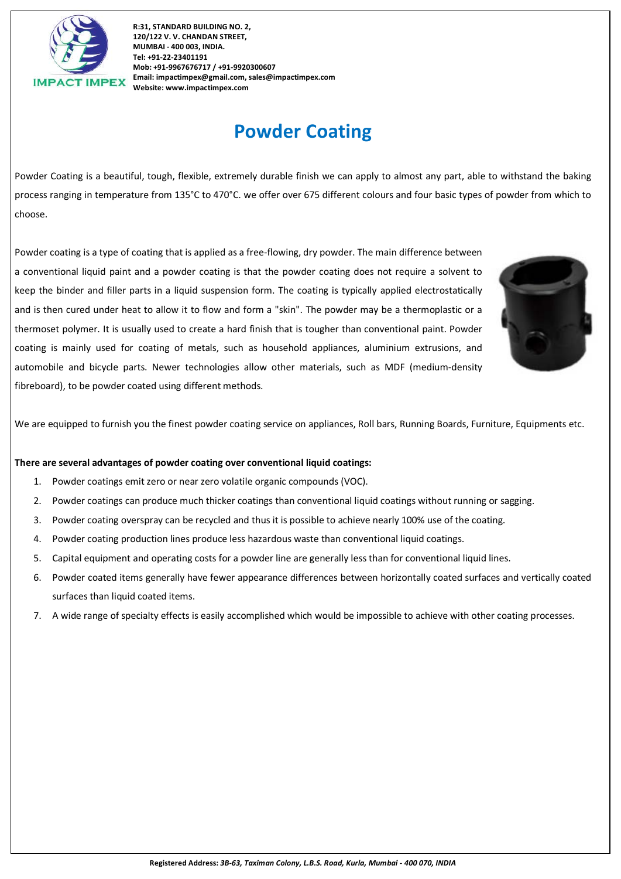# Powder Coating

Powder Coating is a beautiful, tough, flexible, extremely durable finish we can apply to almost any part, able to withstand the baking process ranging in temperature from 135°C to 470°C. we offer over 675 different colours and four basic types of powder from which to choose.

Powder coating is a type of coating that is applied as a free-flowing, dry powder. The main difference between a conventional liquid paint and a powder coating is that the powder coating does not require a solvent to keep the binder and filler parts in a liquid suspension form. The coating is typically applied electrostatically and is then cured under heat to allow it to flow and form a "skin". The powder may be a thermoplastic or a thermoset polymer. It is usually used to create a hard finish that is tougher than conventional paint. Powder coating is mainly used for coating of metals, such as household appliances, aluminium extrusions, and automobile and bicycle parts. Newer technologies allow other materials, such as MDF (medium-density fibreboard), to be powder coated using different methods.

We are equipped to furnish you the finest powder coating service on appliances, Roll bars, Running Boards, Furniture, Equipments etc.

**There are several advantages of powder coating over conventional liquid coatings:**

1. Powder coatings emit zero or near zero volatile organic compounds (VOC).
2. Powder coatings can produce much thicker coatings than conventional liquid coatings without running or sagging.
3. Powder coating overspray can be recycled and thus it is possible to achieve nearly 100% use of the coating.
4. Powder coating production lines produce less hazardous waste than conventional liquid coatings.
5. Capital equipment and operating costs for a powder line are generally less than for conventional liquid lines.
6. Powder coated items generally have fewer appearance differences between horizontally coated surfaces and vertically coated surfaces than liquid coated items.
7. A wide range of specialty effects is easily accomplished which would be impossible to achieve with other coating processes.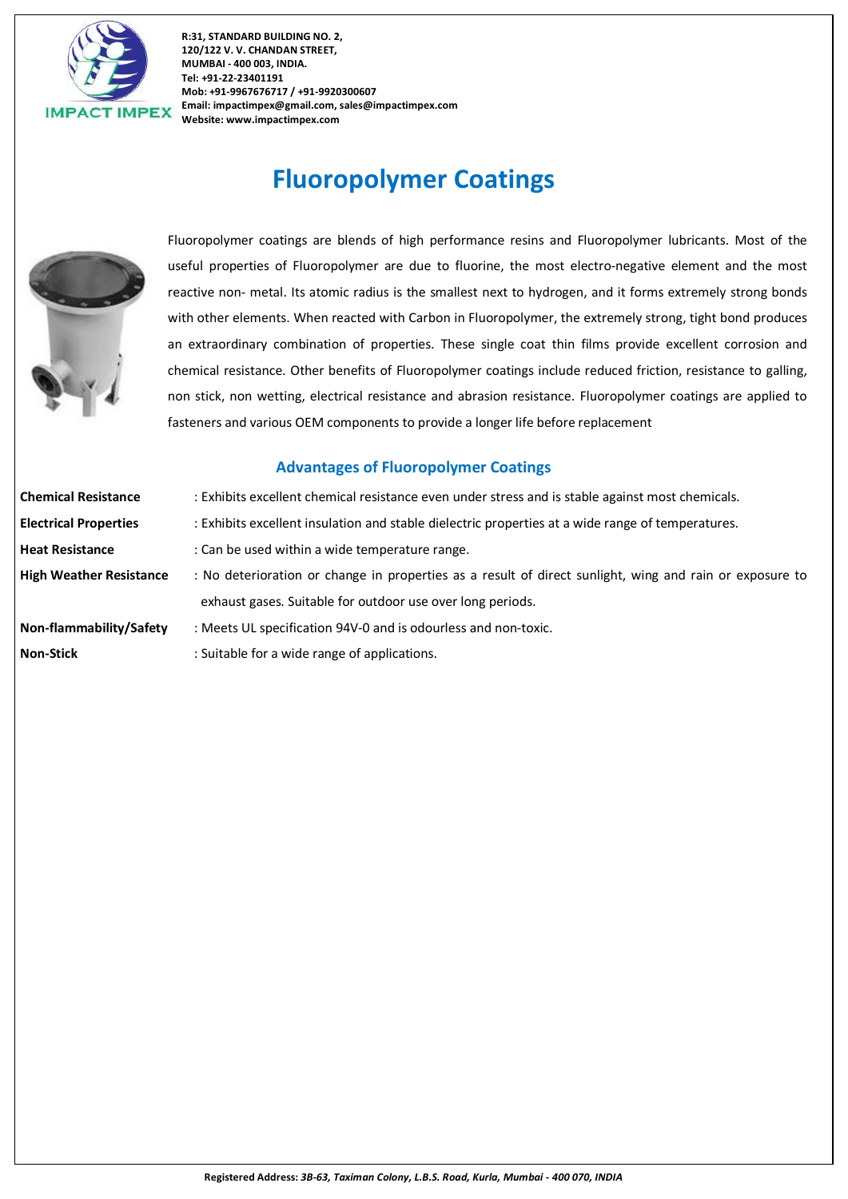# Fluoropolymer Coatings

Fluoropolymer coatings are blends of high performance resins and Fluoropolymer lubricants. Most of the useful properties of Fluoropolymer are due to fluorine, the most electro-negative element and the most reactive non- metal. Its atomic radius is the smallest next to hydrogen, and it forms extremely strong bonds with other elements. When reacted with Carbon in Fluoropolymer, the extremely strong, tight bond produces an extraordinary combination of properties. These single coat thin films provide excellent corrosion and chemical resistance. Other benefits of Fluoropolymer coatings include reduced friction, resistance to galling, non stick, non wetting, electrical resistance and abrasion resistance. Fluoropolymer coatings are applied to fasteners and various OEM components to provide a longer life before replacement

## Advantages of Fluoropolymer Coatings

**Chemical Resistance** : Exhibits excellent chemical resistance even under stress and is stable against most chemicals.

**Electrical Properties** : Exhibits excellent insulation and stable dielectric properties at a wide range of temperatures.

**Heat Resistance** : Can be used within a wide temperature range.

**High Weather Resistance** : No deterioration or change in properties as a result of direct sunlight, wing and rain or exposure to exhaust gases. Suitable for outdoor use over long periods.

**Non-flammability/Safety** : Meets UL specification 94V-0 and is odourless and non-toxic.

**Non-Stick** : Suitable for a wide range of applications.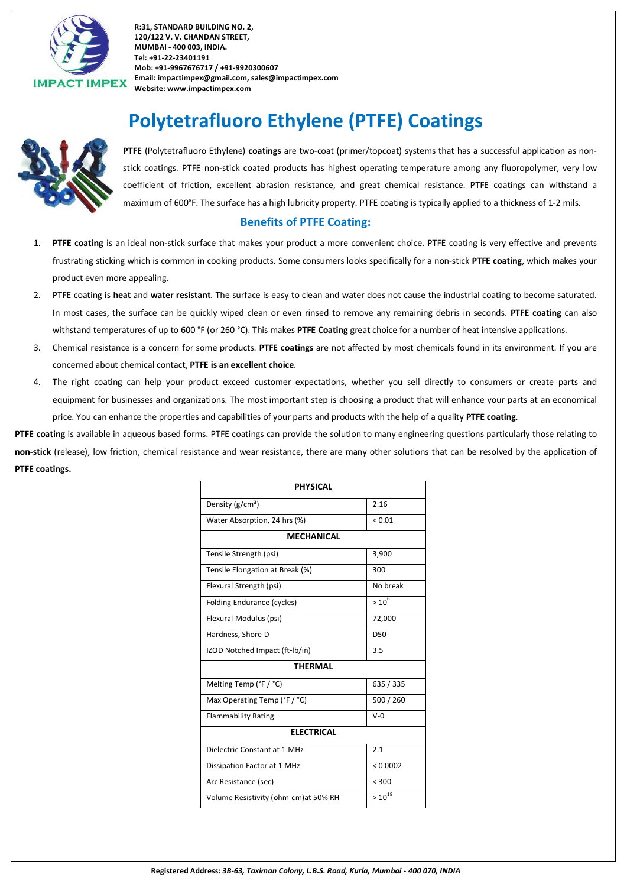# Polytetrafluoro Ethylene (PTFE) Coatings

**PTFE** (Polytetrafluoro Ethylene) **coatings** are two-coat (primer/topcoat) systems that has a successful application as non-stick coatings. PTFE non-stick coated products has highest operating temperature among any fluoropolymer, very low coefficient of friction, excellent abrasion resistance, and great chemical resistance. PTFE coatings can withstand a maximum of 600°F. The surface has a high lubricity property. PTFE coating is typically applied to a thickness of 1-2 mils.

## Benefits of PTFE Coating:

1. **PTFE coating** is an ideal non-stick surface that makes your product a more convenient choice. PTFE coating is very effective and prevents frustrating sticking which is common in cooking products. Some consumers looks specifically for a non-stick **PTFE coating**, which makes your product even more appealing.
2. PTFE coating is **heat** and **water resistant**. The surface is easy to clean and water does not cause the industrial coating to become saturated. In most cases, the surface can be quickly wiped clean or even rinsed to remove any remaining debris in seconds. **PTFE coating** can also withstand temperatures of up to 600 °F (or 260 °C). This makes **PTFE Coating** great choice for a number of heat intensive applications.
3. Chemical resistance is a concern for some products. **PTFE coatings** are not affected by most chemicals found in its environment. If you are concerned about chemical contact, **PTFE is an excellent choice**.
4. The right coating can help your product exceed customer expectations, whether you sell directly to consumers or create parts and equipment for businesses and organizations. The most important step is choosing a product that will enhance your parts at an economical price. You can enhance the properties and capabilities of your parts and products with the help of a quality **PTFE coating**.

**PTFE coating** is available in aqueous based forms. PTFE coatings can provide the solution to many engineering questions particularly those relating to **non-stick** (release), low friction, chemical resistance and wear resistance, there are many other solutions that can be resolved by the application of **PTFE coatings.**

| **PHYSICAL** | |
|---|---|
| Density (g/cm³) | 2.16 |
| Water Absorption, 24 hrs (%) | < 0.01 |
| **MECHANICAL** | |
| Tensile Strength (psi) | 3,900 |
| Tensile Elongation at Break (%) | 300 |
| Flexural Strength (psi) | No break |
| Folding Endurance (cycles) | $> 10^6$ |
| Flexural Modulus (psi) | 72,000 |
| Hardness, Shore D | D50 |
| IZOD Notched Impact (ft-lb/in) | 3.5 |
| **THERMAL** | |
| Melting Temp (°F / °C) | 635 / 335 |
| Max Operating Temp (°F / °C) | 500 / 260 |
| Flammability Rating | V-0 |
| **ELECTRICAL** | |
| Dielectric Constant at 1 MHz | 2.1 |
| Dissipation Factor at 1 MHz | < 0.0002 |
| Arc Resistance (sec) | < 300 |
| Volume Resistivity (ohm-cm)at 50% RH | $> 10^{18}$ |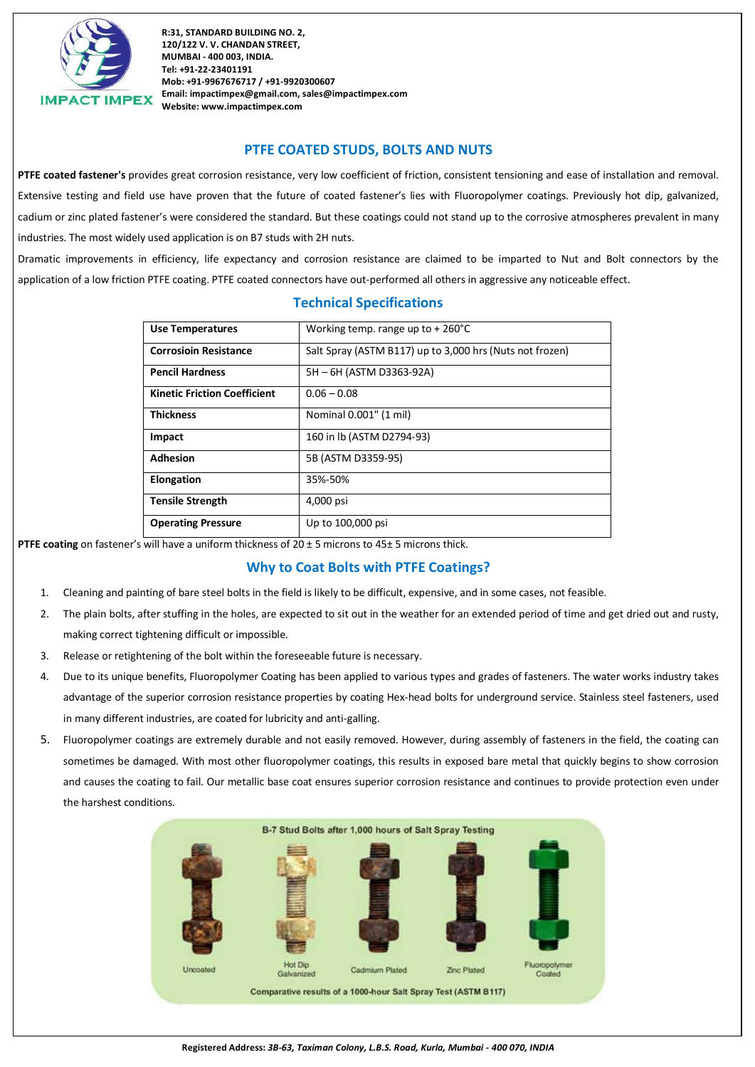IMPACT IMPEX

R:31, STANDARD BUILDING NO. 2,
120/122 V. V. CHANDAN STREET,
MUMBAI - 400 003, INDIA.
Tel: +91-22-23401191
Mob: +91-9967676717 / +91-9920300607
Email: impactimpex@gmail.com, sales@impactimpex.com
Website: www.impactimpex.com

## PTFE COATED STUDS, BOLTS AND NUTS

**PTFE coated fastener's** provides great corrosion resistance, very low coefficient of friction, consistent tensioning and ease of installation and removal. Extensive testing and field use have proven that the future of coated fastener's lies with Fluoropolymer coatings. Previously hot dip, galvanized, cadium or zinc plated fastener's were considered the standard. But these coatings could not stand up to the corrosive atmospheres prevalent in many industries. The most widely used application is on B7 studs with 2H nuts.

Dramatic improvements in efficiency, life expectancy and corrosion resistance are claimed to be imparted to Nut and Bolt connectors by the application of a low friction PTFE coating. PTFE coated connectors have out-performed all others in aggressive any noticeable effect.

### Technical Specifications

| | |
|---|---|
| **Use Temperatures** | Working temp. range up to + 260°C |
| **Corrosioin Resistance** | Salt Spray (ASTM B117) up to 3,000 hrs (Nuts not frozen) |
| **Pencil Hardness** | 5H – 6H (ASTM D3363-92A) |
| **Kinetic Friction Coefficient** | 0.06 – 0.08 |
| **Thickness** | Nominal 0.001" (1 mil) |
| **Impact** | 160 in lb (ASTM D2794-93) |
| **Adhesion** | 5B (ASTM D3359-95) |
| **Elongation** | 35%-50% |
| **Tensile Strength** | 4,000 psi |
| **Operating Pressure** | Up to 100,000 psi |

**PTFE coating** on fastener's will have a uniform thickness of 20 ± 5 microns to 45± 5 microns thick.

### Why to Coat Bolts with PTFE Coatings?

1. Cleaning and painting of bare steel bolts in the field is likely to be difficult, expensive, and in some cases, not feasible.
2. The plain bolts, after stuffing in the holes, are expected to sit out in the weather for an extended period of time and get dried out and rusty, making correct tightening difficult or impossible.
3. Release or retightening of the bolt within the foreseeable future is necessary.
4. Due to its unique benefits, Fluoropolymer Coating has been applied to various types and grades of fasteners. The water works industry takes advantage of the superior corrosion resistance properties by coating Hex-head bolts for underground service. Stainless steel fasteners, used in many different industries, are coated for lubricity and anti-galling.
5. Fluoropolymer coatings are extremely durable and not easily removed. However, during assembly of fasteners in the field, the coating can sometimes be damaged. With most other fluoropolymer coatings, this results in exposed bare metal that quickly begins to show corrosion and causes the coating to fail. Our metallic base coat ensures superior corrosion resistance and continues to provide protection even under the harshest conditions.

B-7 Stud Bolts after 1,000 hours of Salt Spray Testing

Uncoated | Hot Dip Galvanized | Cadmium Plated | Zinc Plated | Fluoropolymer Coated

Comparative results of a 1000-hour Salt Spray Test (ASTM B117)

Registered Address: *3B-63, Taximan Colony, L.B.S. Road, Kurla, Mumbai - 400 070, INDIA*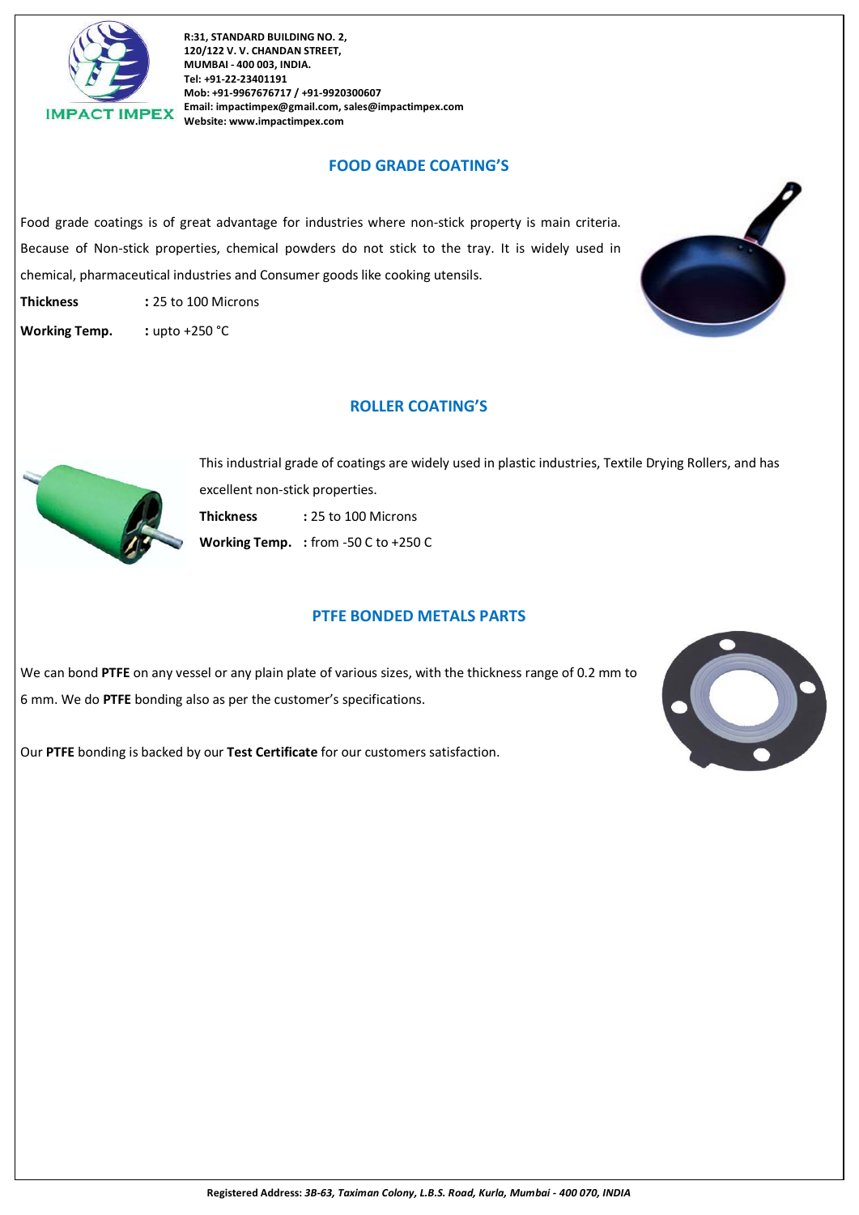## FOOD GRADE COATING'S

Food grade coatings is of great advantage for industries where non-stick property is main criteria. Because of Non-stick properties, chemical powders do not stick to the tray. It is widely used in chemical, pharmaceutical industries and Consumer goods like cooking utensils.

**Thickness** : 25 to 100 Microns

**Working Temp.** : upto +250 °C

## ROLLER COATING'S

This industrial grade of coatings are widely used in plastic industries, Textile Drying Rollers, and has excellent non-stick properties.

**Thickness** : 25 to 100 Microns

**Working Temp.** : from -50 C to +250 C

## PTFE BONDED METALS PARTS

We can bond **PTFE** on any vessel or any plain plate of various sizes, with the thickness range of 0.2 mm to 6 mm. We do **PTFE** bonding also as per the customer's specifications.

Our **PTFE** bonding is backed by our **Test Certificate** for our customers satisfaction.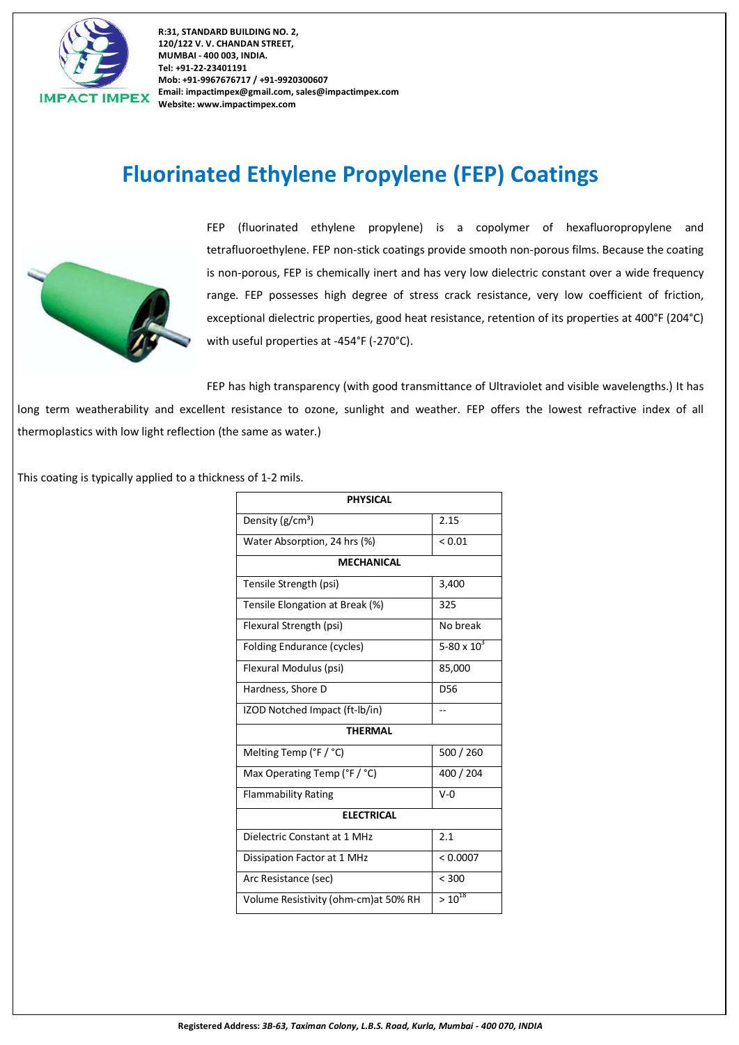# Fluorinated Ethylene Propylene (FEP) Coatings

FEP (fluorinated ethylene propylene) is a copolymer of hexafluoropropylene and tetrafluoroethylene. FEP non-stick coatings provide smooth non-porous films. Because the coating is non-porous, FEP is chemically inert and has very low dielectric constant over a wide frequency range. FEP possesses high degree of stress crack resistance, very low coefficient of friction, exceptional dielectric properties, good heat resistance, retention of its properties at 400°F (204°C) with useful properties at -454°F (-270°C).

FEP has high transparency (with good transmittance of Ultraviolet and visible wavelengths.) It has long term weatherability and excellent resistance to ozone, sunlight and weather. FEP offers the lowest refractive index of all thermoplastics with low light reflection (the same as water.)

This coating is typically applied to a thickness of 1-2 mils.

| PHYSICAL | |
|---|---|
| Density (g/cm³) | 2.15 |
| Water Absorption, 24 hrs (%) | < 0.01 |
| **MECHANICAL** | |
| Tensile Strength (psi) | 3,400 |
| Tensile Elongation at Break (%) | 325 |
| Flexural Strength (psi) | No break |
| Folding Endurance (cycles) | 5-80 x $10^3$ |
| Flexural Modulus (psi) | 85,000 |
| Hardness, Shore D | D56 |
| IZOD Notched Impact (ft-lb/in) | -- |
| **THERMAL** | |
| Melting Temp (°F / °C) | 500 / 260 |
| Max Operating Temp (°F / °C) | 400 / 204 |
| Flammability Rating | V-0 |
| **ELECTRICAL** | |
| Dielectric Constant at 1 MHz | 2.1 |
| Dissipation Factor at 1 MHz | < 0.0007 |
| Arc Resistance (sec) | < 300 |
| Volume Resistivity (ohm-cm)at 50% RH | > $10^{18}$ |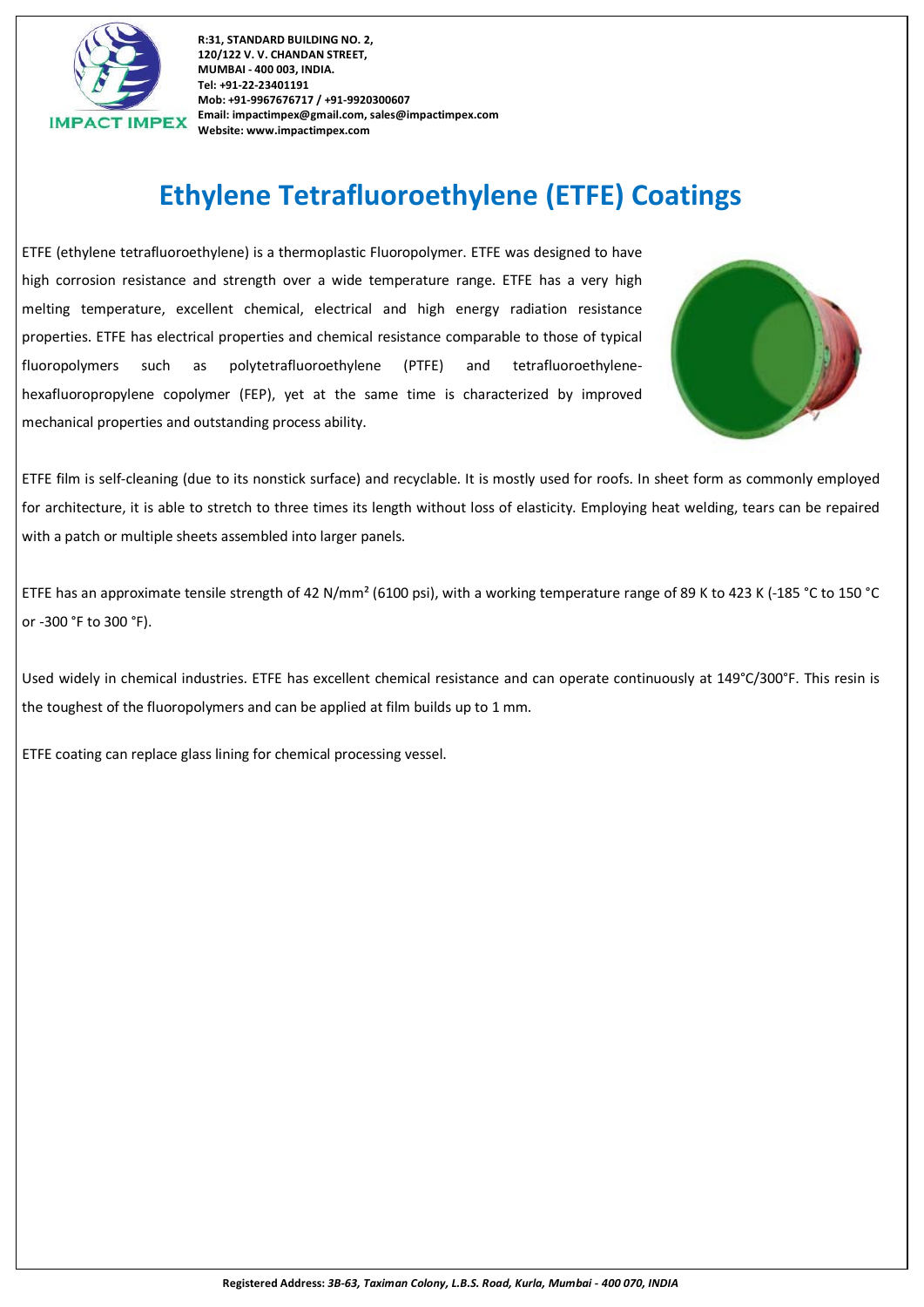# Ethylene Tetrafluoroethylene (ETFE) Coatings

ETFE (ethylene tetrafluoroethylene) is a thermoplastic Fluoropolymer. ETFE was designed to have high corrosion resistance and strength over a wide temperature range. ETFE has a very high melting temperature, excellent chemical, electrical and high energy radiation resistance properties. ETFE has electrical properties and chemical resistance comparable to those of typical fluoropolymers such as polytetrafluoroethylene (PTFE) and tetrafluoroethylene-hexafluoropropylene copolymer (FEP), yet at the same time is characterized by improved mechanical properties and outstanding process ability.

ETFE film is self-cleaning (due to its nonstick surface) and recyclable. It is mostly used for roofs. In sheet form as commonly employed for architecture, it is able to stretch to three times its length without loss of elasticity. Employing heat welding, tears can be repaired with a patch or multiple sheets assembled into larger panels.

ETFE has an approximate tensile strength of 42 N/mm² (6100 psi), with a working temperature range of 89 K to 423 K (-185 °C to 150 °C or -300 °F to 300 °F).

Used widely in chemical industries. ETFE has excellent chemical resistance and can operate continuously at 149°C/300°F. This resin is the toughest of the fluoropolymers and can be applied at film builds up to 1 mm.

ETFE coating can replace glass lining for chemical processing vessel.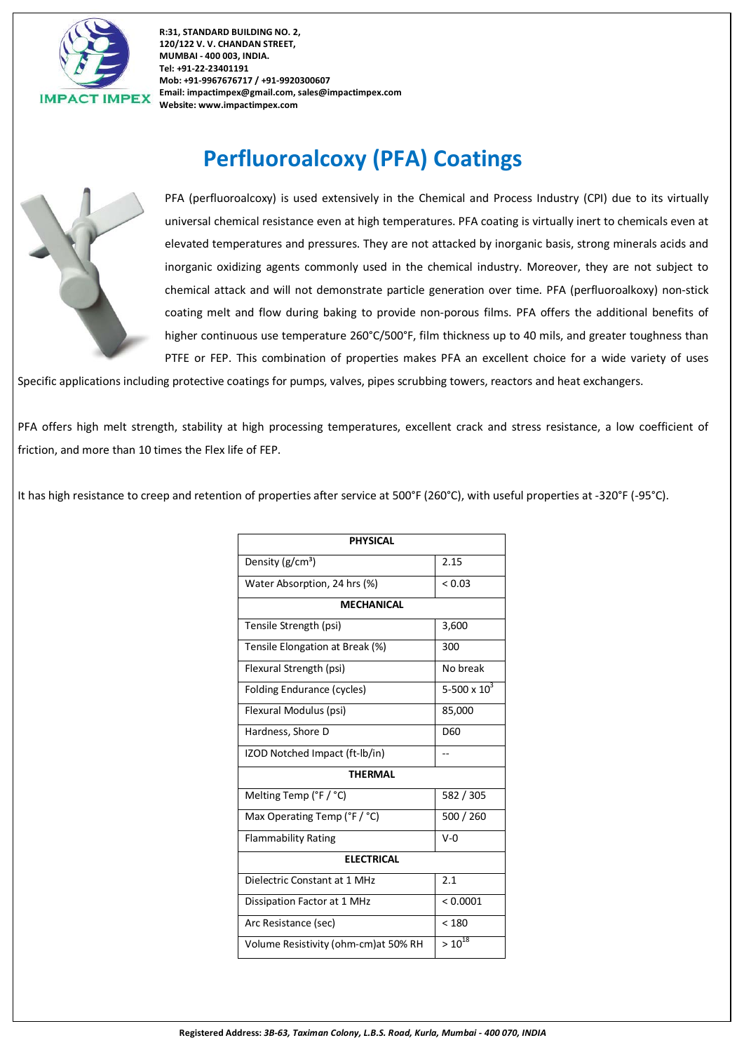# Perfluoroalcoxy (PFA) Coatings

PFA (perfluoroalcoxy) is used extensively in the Chemical and Process Industry (CPI) due to its virtually universal chemical resistance even at high temperatures. PFA coating is virtually inert to chemicals even at elevated temperatures and pressures. They are not attacked by inorganic basis, strong minerals acids and inorganic oxidizing agents commonly used in the chemical industry. Moreover, they are not subject to chemical attack and will not demonstrate particle generation over time. PFA (perfluoroalkoxy) non-stick coating melt and flow during baking to provide non-porous films. PFA offers the additional benefits of higher continuous use temperature 260°C/500°F, film thickness up to 40 mils, and greater toughness than PTFE or FEP. This combination of properties makes PFA an excellent choice for a wide variety of uses Specific applications including protective coatings for pumps, valves, pipes scrubbing towers, reactors and heat exchangers.

PFA offers high melt strength, stability at high processing temperatures, excellent crack and stress resistance, a low coefficient of friction, and more than 10 times the Flex life of FEP.

It has high resistance to creep and retention of properties after service at 500°F (260°C), with useful properties at -320°F (-95°C).

| PHYSICAL | |
|---|---|
| Density (g/cm$^3$) | 2.15 |
| Water Absorption, 24 hrs (%) | < 0.03 |
| **MECHANICAL** | |
| Tensile Strength (psi) | 3,600 |
| Tensile Elongation at Break (%) | 300 |
| Flexural Strength (psi) | No break |
| Folding Endurance (cycles) | 5-500 x $10^3$ |
| Flexural Modulus (psi) | 85,000 |
| Hardness, Shore D | D60 |
| IZOD Notched Impact (ft-lb/in) | -- |
| **THERMAL** | |
| Melting Temp (°F / °C) | 582 / 305 |
| Max Operating Temp (°F / °C) | 500 / 260 |
| Flammability Rating | V-0 |
| **ELECTRICAL** | |
| Dielectric Constant at 1 MHz | 2.1 |
| Dissipation Factor at 1 MHz | < 0.0001 |
| Arc Resistance (sec) | < 180 |
| Volume Resistivity (ohm-cm)at 50% RH | > $10^{18}$ |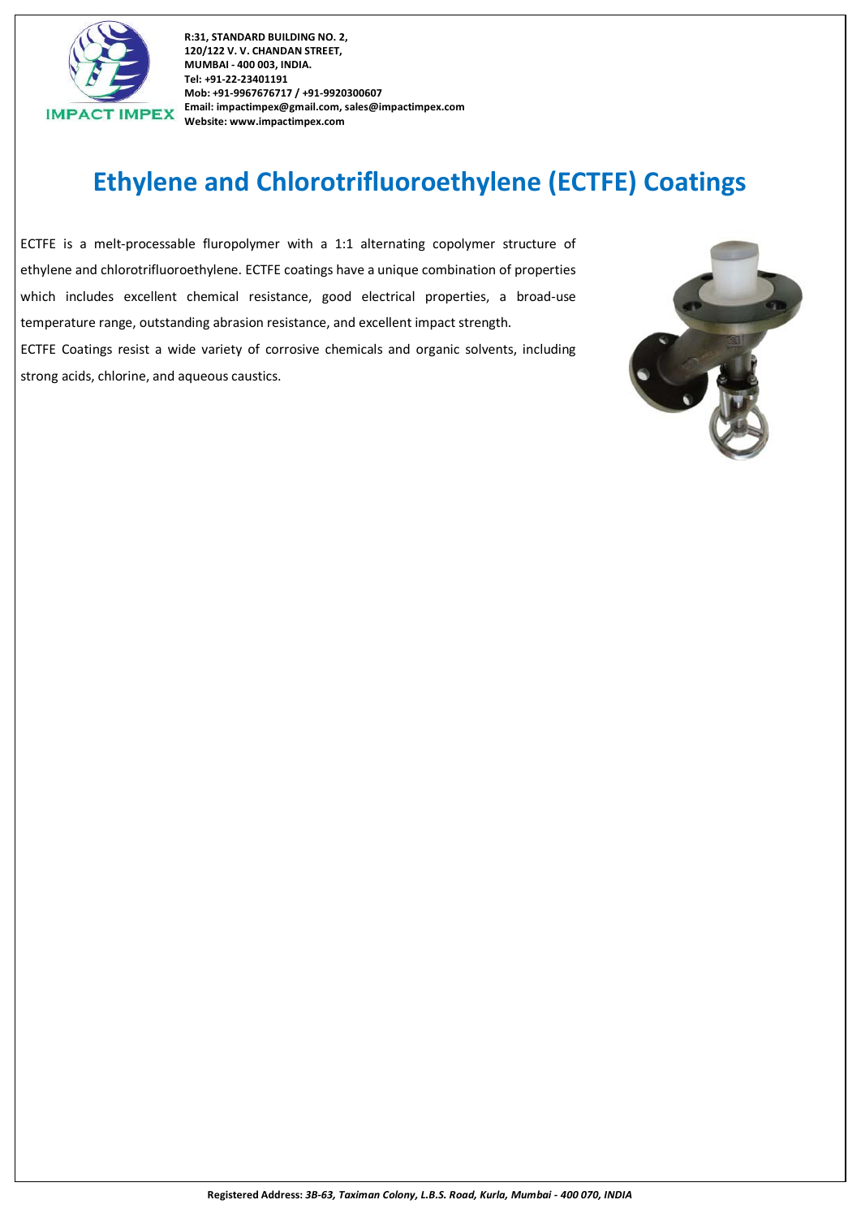# Ethylene and Chlorotrifluoroethylene (ECTFE) Coatings

ECTFE is a melt-processable fluropolymer with a 1:1 alternating copolymer structure of ethylene and chlorotrifluoroethylene. ECTFE coatings have a unique combination of properties which includes excellent chemical resistance, good electrical properties, a broad-use temperature range, outstanding abrasion resistance, and excellent impact strength.

ECTFE Coatings resist a wide variety of corrosive chemicals and organic solvents, including strong acids, chlorine, and aqueous caustics.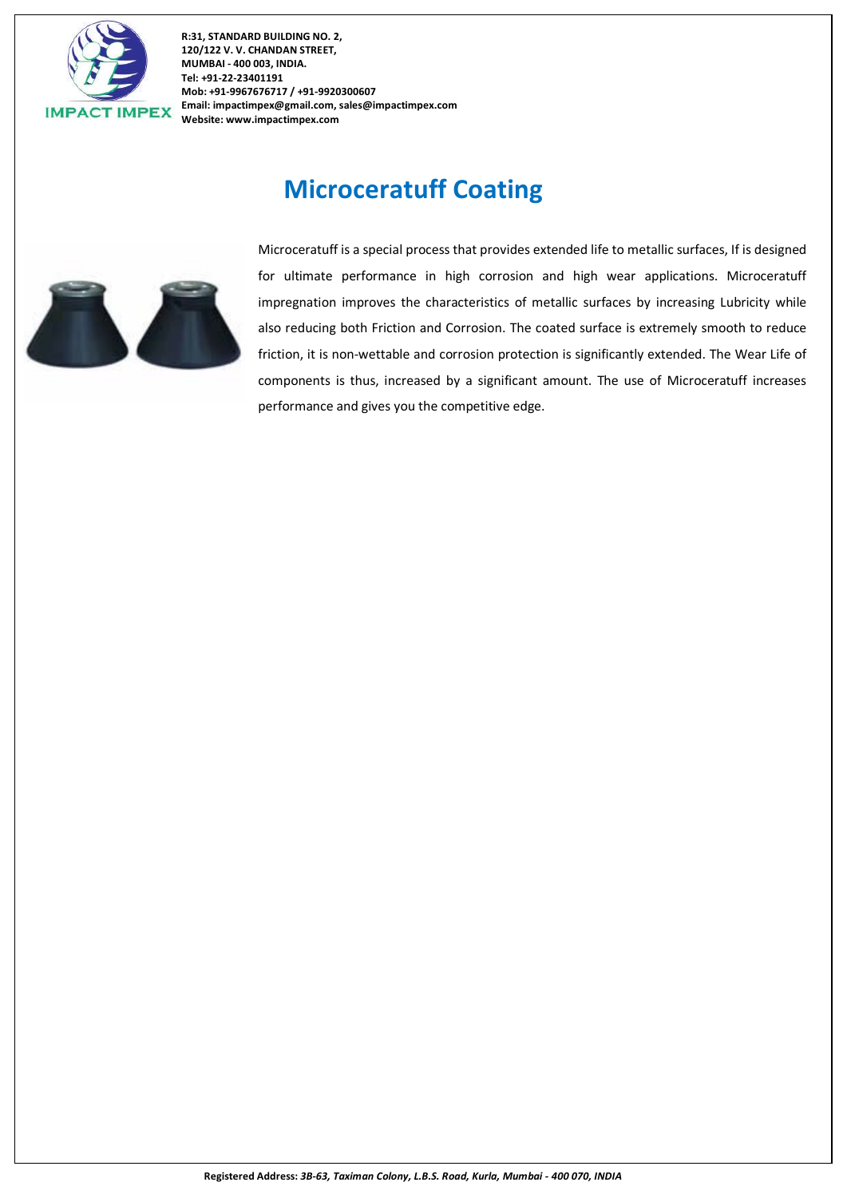# Microceratuff Coating

Microceratuff is a special process that provides extended life to metallic surfaces, If is designed for ultimate performance in high corrosion and high wear applications. Microceratuff impregnation improves the characteristics of metallic surfaces by increasing Lubricity while also reducing both Friction and Corrosion. The coated surface is extremely smooth to reduce friction, it is non-wettable and corrosion protection is significantly extended. The Wear Life of components is thus, increased by a significant amount. The use of Microceratuff increases performance and gives you the competitive edge.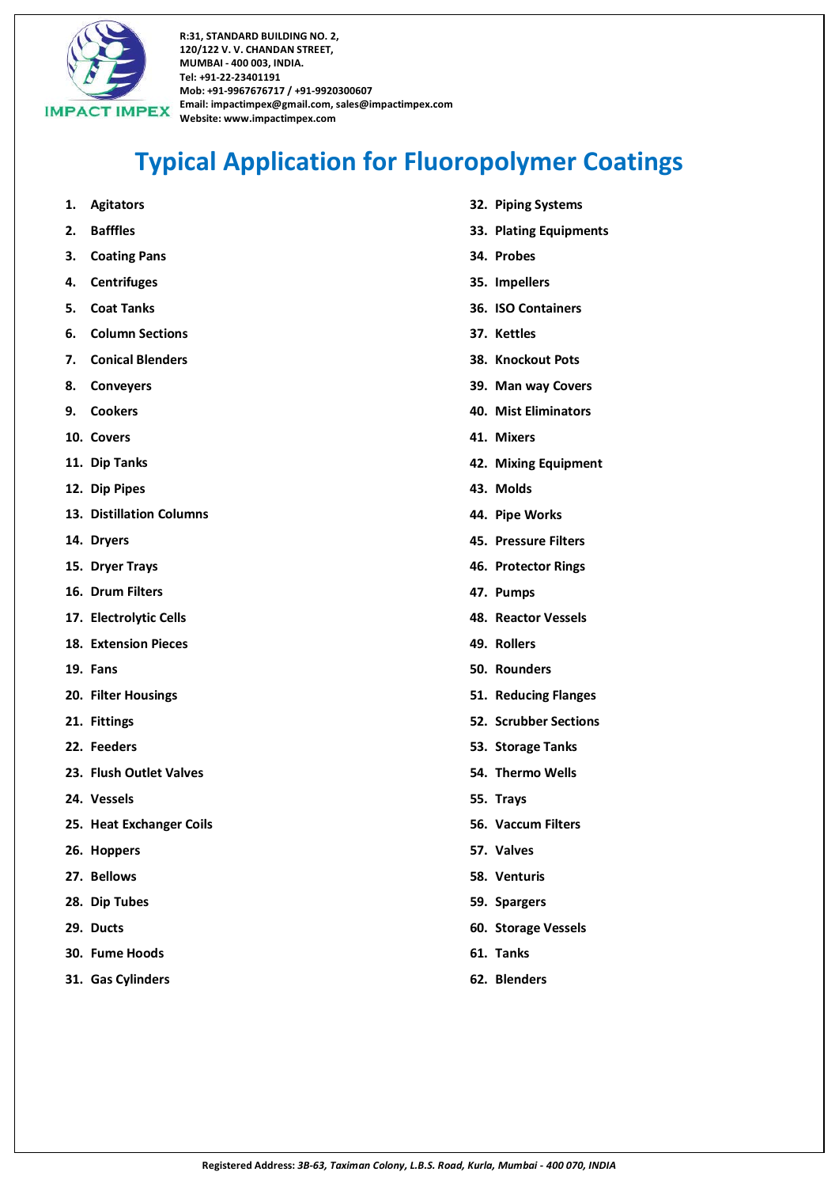R:31, STANDARD BUILDING NO. 2,
120/122 V. V. CHANDAN STREET,
MUMBAI - 400 003, INDIA.
Tel: +91-22-23401191
Mob: +91-9967676717 / +91-9920300607
Email: impactimpex@gmail.com, sales@impactimpex.com
Website: www.impactimpex.com

IMPACT IMPEX

# Typical Application for Fluoropolymer Coatings

1. **Agitators**
2. **Bafffles**
3. **Coating Pans**
4. **Centrifuges**
5. **Coat Tanks**
6. **Column Sections**
7. **Conical Blenders**
8. **Conveyers**
9. **Cookers**
10. **Covers**
11. **Dip Tanks**
12. **Dip Pipes**
13. **Distillation Columns**
14. **Dryers**
15. **Dryer Trays**
16. **Drum Filters**
17. **Electrolytic Cells**
18. **Extension Pieces**
19. **Fans**
20. **Filter Housings**
21. **Fittings**
22. **Feeders**
23. **Flush Outlet Valves**
24. **Vessels**
25. **Heat Exchanger Coils**
26. **Hoppers**
27. **Bellows**
28. **Dip Tubes**
29. **Ducts**
30. **Fume Hoods**
31. **Gas Cylinders**
32. **Piping Systems**
33. **Plating Equipments**
34. **Probes**
35. **Impellers**
36. **ISO Containers**
37. **Kettles**
38. **Knockout Pots**
39. **Man way Covers**
40. **Mist Eliminators**
41. **Mixers**
42. **Mixing Equipment**
43. **Molds**
44. **Pipe Works**
45. **Pressure Filters**
46. **Protector Rings**
47. **Pumps**
48. **Reactor Vessels**
49. **Rollers**
50. **Rounders**
51. **Reducing Flanges**
52. **Scrubber Sections**
53. **Storage Tanks**
54. **Thermo Wells**
55. **Trays**
56. **Vaccum Filters**
57. **Valves**
58. **Venturis**
59. **Spargers**
60. **Storage Vessels**
61. **Tanks**
62. **Blenders**

**Registered Address:** ***3B-63, Taximan Colony, L.B.S. Road, Kurla, Mumbai - 400 070, INDIA***